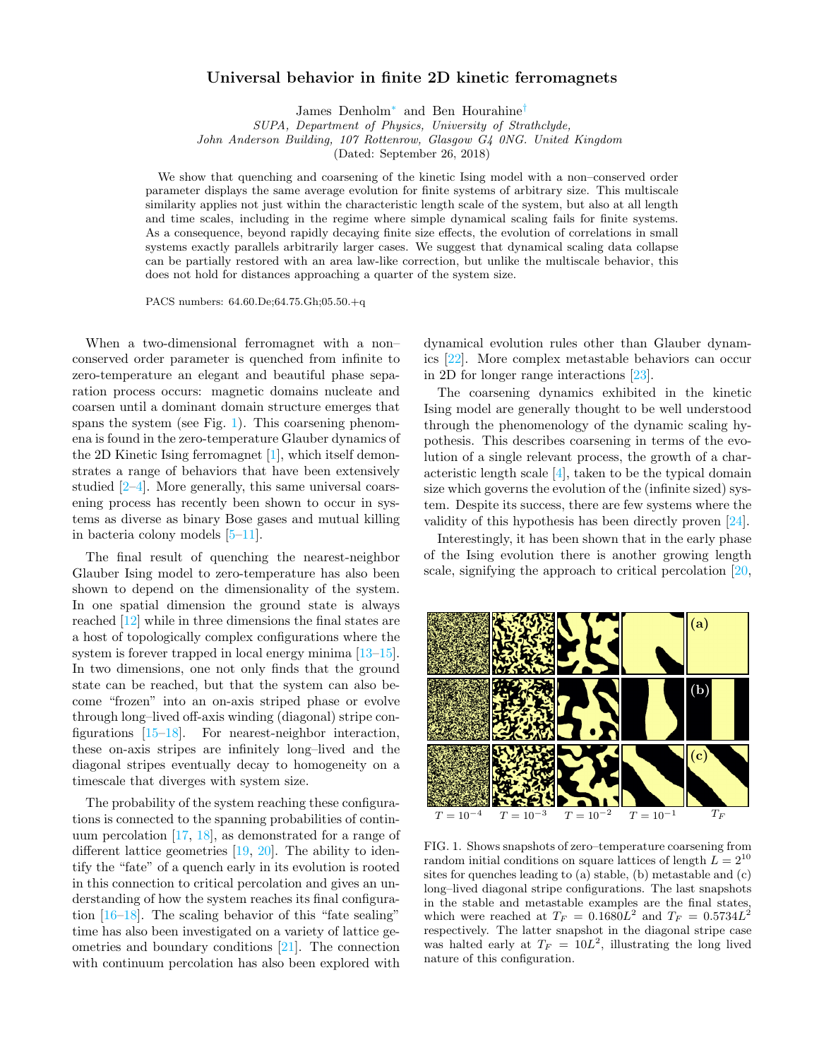# Universal behavior in finite 2D kinetic ferromagnets

James Denholm* and Ben Hourahine†

*SUPA, Department of Physics, University of Strathclyde,*
*John Anderson Building, 107 Rottenrow, Glasgow G4 0NG. United Kingdom*

(Dated: September 26, 2018)

We show that quenching and coarsening of the kinetic Ising model with a non–conserved order parameter displays the same average evolution for finite systems of arbitrary size. This multiscale similarity applies not just within the characteristic length scale of the system, but also at all length and time scales, including in the regime where simple dynamical scaling fails for finite systems. As a consequence, beyond rapidly decaying finite size effects, the evolution of correlations in small systems exactly parallels arbitrarily larger cases. We suggest that dynamical scaling data collapse can be partially restored with an area law-like correction, but unlike the multiscale behavior, this does not hold for distances approaching a quarter of the system size.

PACS numbers: 64.60.De;64.75.Gh;05.50.+q

When a two-dimensional ferromagnet with a non–conserved order parameter is quenched from infinite to zero-temperature an elegant and beautiful phase separation process occurs: magnetic domains nucleate and coarsen until a dominant domain structure emerges that spans the system (see Fig. 1). This coarsening phenomena is found in the zero-temperature Glauber dynamics of the 2D Kinetic Ising ferromagnet [1], which itself demonstrates a range of behaviors that have been extensively studied [2–4]. More generally, this same universal coarsening process has recently been shown to occur in systems as diverse as binary Bose gases and mutual killing in bacteria colony models [5–11].

The final result of quenching the nearest-neighbor Glauber Ising model to zero-temperature has also been shown to depend on the dimensionality of the system. In one spatial dimension the ground state is always reached [12] while in three dimensions the final states are a host of topologically complex configurations where the system is forever trapped in local energy minima [13–15]. In two dimensions, one not only finds that the ground state can be reached, but that the system can also become "frozen" into an on-axis striped phase or evolve through long–lived off-axis winding (diagonal) stripe configurations [15–18]. For nearest-neighbor interaction, these on-axis stripes are infinitely long–lived and the diagonal stripes eventually decay to homogeneity on a timescale that diverges with system size.

The probability of the system reaching these configurations is connected to the spanning probabilities of continuum percolation [17, 18], as demonstrated for a range of different lattice geometries [19, 20]. The ability to identify the "fate" of a quench early in its evolution is rooted in this connection to critical percolation and gives an understanding of how the system reaches its final configuration [16–18]. The scaling behavior of this "fate sealing" time has also been investigated on a variety of lattice geometries and boundary conditions [21]. The connection with continuum percolation has also been explored with dynamical evolution rules other than Glauber dynamics [22]. More complex metastable behaviors can occur in 2D for longer range interactions [23].

The coarsening dynamics exhibited in the kinetic Ising model are generally thought to be well understood through the phenomenology of the dynamic scaling hypothesis. This describes coarsening in terms of the evolution of a single relevant process, the growth of a characteristic length scale [4], taken to be the typical domain size which governs the evolution of the (infinite sized) system. Despite its success, there are few systems where the validity of this hypothesis has been directly proven [24].

Interestingly, it has been shown that in the early phase of the Ising evolution there is another growing length scale, signifying the approach to critical percolation [20,

FIG. 1. Shows snapshots of zero–temperature coarsening from random initial conditions on square lattices of length $L = 2^{10}$ sites for quenches leading to (a) stable, (b) metastable and (c) long–lived diagonal stripe configurations. The last snapshots in the stable and metastable examples are the final states, which were reached at $T_F = 0.1680L^2$ and $T_F = 0.5734L^2$ respectively. The latter snapshot in the diagonal stripe case was halted early at $T_F = 10L^2$, illustrating the long lived nature of this configuration.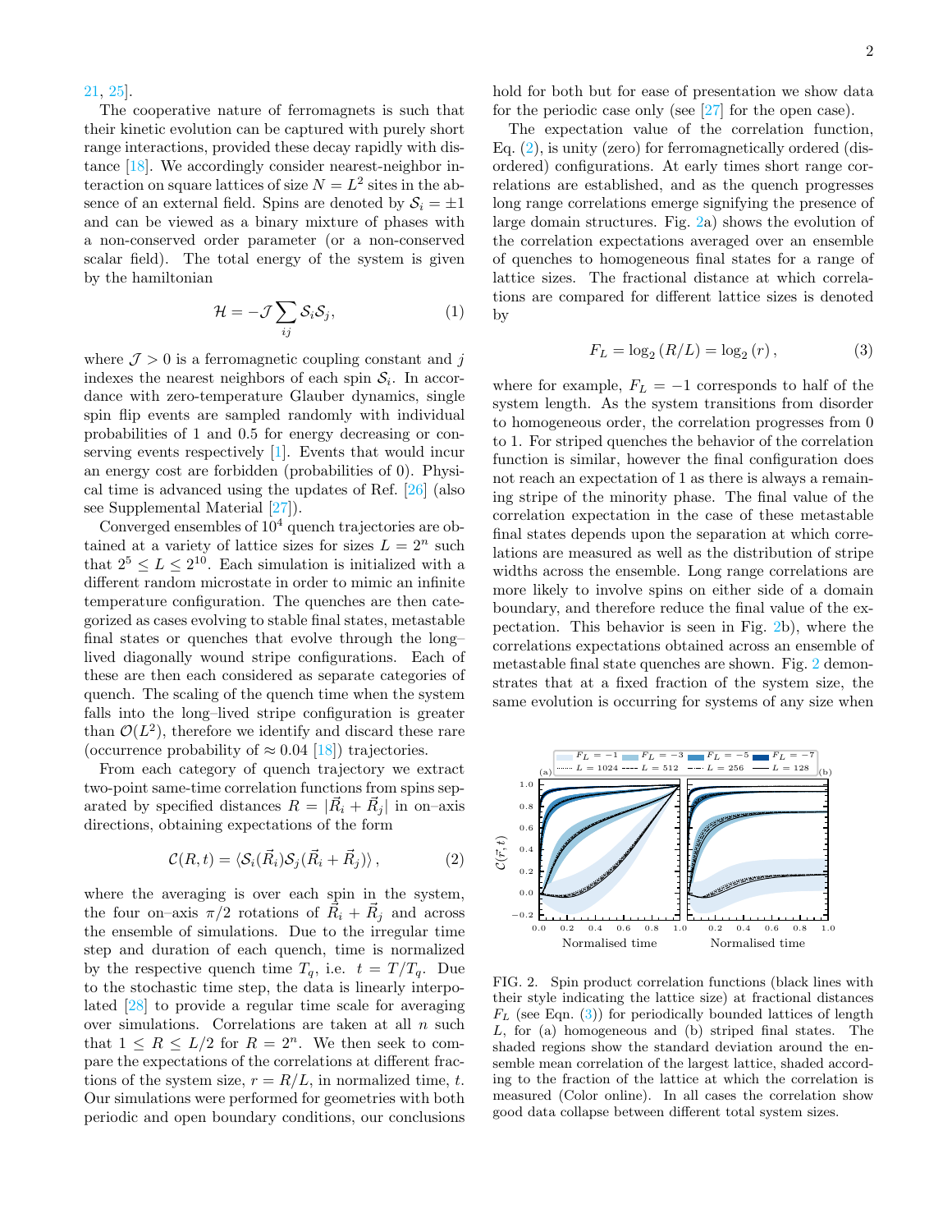21, 25].

The cooperative nature of ferromagnets is such that their kinetic evolution can be captured with purely short range interactions, provided these decay rapidly with distance [18]. We accordingly consider nearest-neighbor interaction on square lattices of size $N = L^2$ sites in the absence of an external field. Spins are denoted by $\mathcal{S}_i = \pm 1$ and can be viewed as a binary mixture of phases with a non-conserved order parameter (or a non-conserved scalar field). The total energy of the system is given by the hamiltonian

$$\mathcal{H} = -\mathcal{J} \sum_{ij} \mathcal{S}_i \mathcal{S}_j, \tag{1}$$

where $\mathcal{J} > 0$ is a ferromagnetic coupling constant and $j$ indexes the nearest neighbors of each spin $\mathcal{S}_i$. In accordance with zero-temperature Glauber dynamics, single spin flip events are sampled randomly with individual probabilities of 1 and 0.5 for energy decreasing or conserving events respectively [1]. Events that would incur an energy cost are forbidden (probabilities of 0). Physical time is advanced using the updates of Ref. [26] (also see Supplemental Material [27]).

Converged ensembles of $10^4$ quench trajectories are obtained at a variety of lattice sizes for sizes $L = 2^n$ such that $2^5 \leq L \leq 2^{10}$. Each simulation is initialized with a different random microstate in order to mimic an infinite temperature configuration. The quenches are then categorized as cases evolving to stable final states, metastable final states or quenches that evolve through the long–lived diagonally wound stripe configurations. Each of these are then each considered as separate categories of quench. The scaling of the quench time when the system falls into the long–lived stripe configuration is greater than $\mathcal{O}(L^2)$, therefore we identify and discard these rare (occurrence probability of $\approx 0.04$ [18]) trajectories.

From each category of quench trajectory we extract two-point same-time correlation functions from spins separated by specified distances $R = |\vec{R}_i + \vec{R}_j|$ in on–axis directions, obtaining expectations of the form

$$\mathcal{C}(R,t) = \langle \mathcal{S}_i(\vec{R}_i) \mathcal{S}_j(\vec{R}_i + \vec{R}_j) \rangle \,, \tag{2}$$

where the averaging is over each spin in the system, the four on–axis $\pi/2$ rotations of $\vec{R}_i + \vec{R}_j$ and across the ensemble of simulations. Due to the irregular time step and duration of each quench, time is normalized by the respective quench time $T_q$, i.e. $t = T/T_q$. Due to the stochastic time step, the data is linearly interpolated [28] to provide a regular time scale for averaging over simulations. Correlations are taken at all $n$ such that $1 \leq R \leq L/2$ for $R = 2^n$. We then seek to compare the expectations of the correlations at different fractions of the system size, $r = R/L$, in normalized time, $t$. Our simulations were performed for geometries with both periodic and open boundary conditions, our conclusions hold for both but for ease of presentation we show data for the periodic case only (see [27] for the open case).

The expectation value of the correlation function, Eq. (2), is unity (zero) for ferromagnetically ordered (disordered) configurations. At early times short range correlations are established, and as the quench progresses long range correlations emerge signifying the presence of large domain structures. Fig. 2a) shows the evolution of the correlation expectations averaged over an ensemble of quenches to homogeneous final states for a range of lattice sizes. The fractional distance at which correlations are compared for different lattice sizes is denoted by

$$F_L = \log_2 (R/L) = \log_2 (r) \,, \tag{3}$$

where for example, $F_L = -1$ corresponds to half of the system length. As the system transitions from disorder to homogeneous order, the correlation progresses from 0 to 1. For striped quenches the behavior of the correlation function is similar, however the final configuration does not reach an expectation of 1 as there is always a remaining stripe of the minority phase. The final value of the correlation expectation in the case of these metastable final states depends upon the separation at which correlations are measured as well as the distribution of stripe widths across the ensemble. Long range correlations are more likely to involve spins on either side of a domain boundary, and therefore reduce the final value of the expectation. This behavior is seen in Fig. 2b), where the correlations expectations obtained across an ensemble of metastable final state quenches are shown. Fig. 2 demonstrates that at a fixed fraction of the system size, the same evolution is occurring for systems of any size when

FIG. 2. Spin product correlation functions (black lines with their style indicating the lattice size) at fractional distances $F_L$ (see Eqn. (3)) for periodically bounded lattices of length $L$, for (a) homogeneous and (b) striped final states. The shaded regions show the standard deviation around the ensemble mean correlation of the largest lattice, shaded according to the fraction of the lattice at which the correlation is measured (Color online). In all cases the correlation show good data collapse between different total system sizes.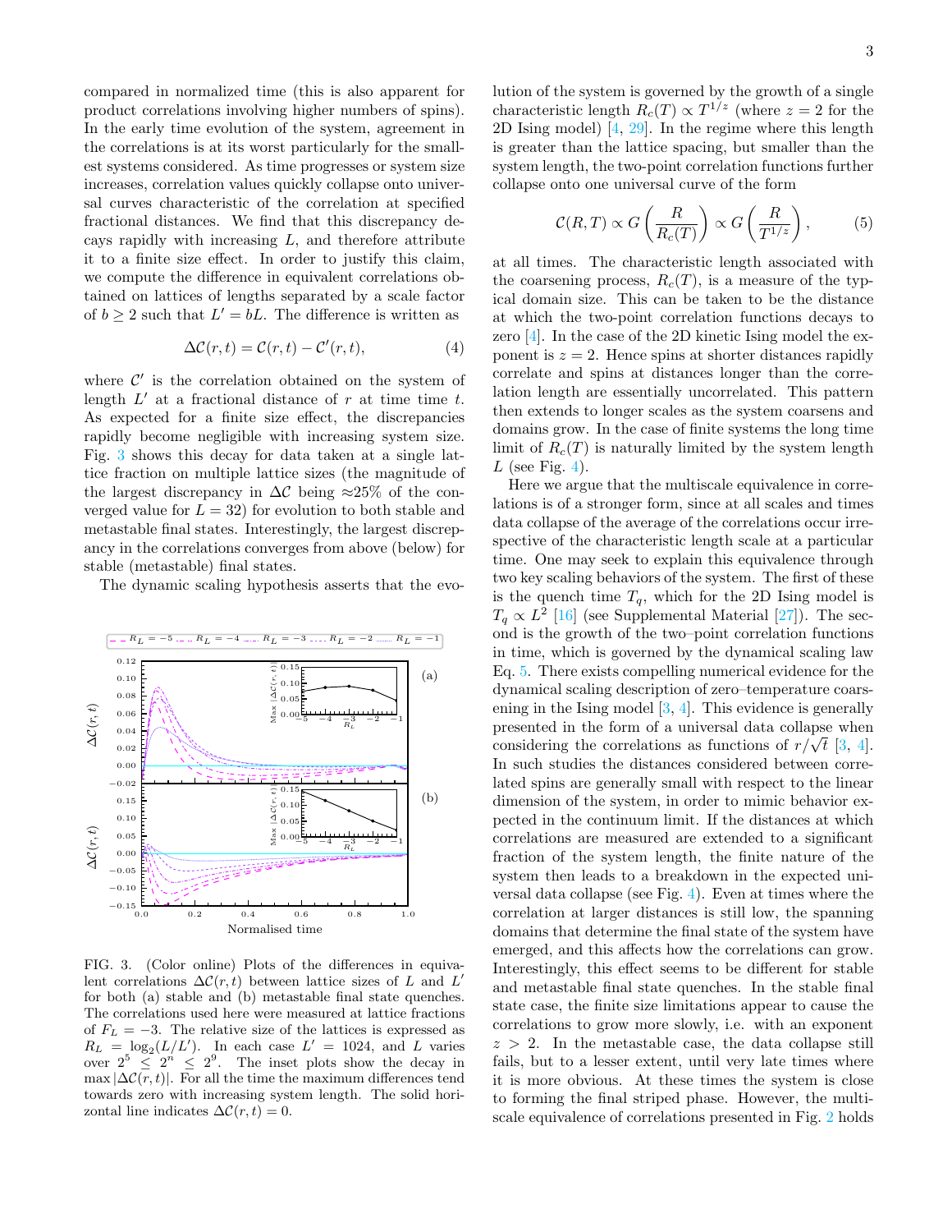compared in normalized time (this is also apparent for product correlations involving higher numbers of spins). In the early time evolution of the system, agreement in the correlations is at its worst particularly for the smallest systems considered. As time progresses or system size increases, correlation values quickly collapse onto universal curves characteristic of the correlation at specified fractional distances. We find that this discrepancy decays rapidly with increasing $L$, and therefore attribute it to a finite size effect. In order to justify this claim, we compute the difference in equivalent correlations obtained on lattices of lengths separated by a scale factor of $b \geq 2$ such that $L' = bL$. The difference is written as

$$\Delta\mathcal{C}(r,t) = \mathcal{C}(r,t) - \mathcal{C}'(r,t), \tag{4}$$

where $\mathcal{C}'$ is the correlation obtained on the system of length $L'$ at a fractional distance of $r$ at time time $t$. As expected for a finite size effect, the discrepancies rapidly become negligible with increasing system size. Fig. 3 shows this decay for data taken at a single lattice fraction on multiple lattice sizes (the magnitude of the largest discrepancy in $\Delta\mathcal{C}$ being ≈25% of the converged value for $L = 32$) for evolution to both stable and metastable final states. Interestingly, the largest discrepancy in the correlations converges from above (below) for stable (metastable) final states.

The dynamic scaling hypothesis asserts that the evolution of the system is governed by the growth of a single characteristic length $R_c(T) \propto T^{1/z}$ (where $z = 2$ for the 2D Ising model) [4, 29]. In the regime where this length is greater than the lattice spacing, but smaller than the system length, the two-point correlation functions further collapse onto one universal curve of the form

$$\mathcal{C}(R,T) \propto G\left(\frac{R}{R_c(T)}\right) \propto G\left(\frac{R}{T^{1/z}}\right), \tag{5}$$

at all times. The characteristic length associated with the coarsening process, $R_c(T)$, is a measure of the typical domain size. This can be taken to be the distance at which the two-point correlation functions decays to zero [4]. In the case of the 2D kinetic Ising model the exponent is $z = 2$. Hence spins at shorter distances rapidly correlate and spins at distances longer than the correlation length are essentially uncorrelated. This pattern then extends to longer scales as the system coarsens and domains grow. In the case of finite systems the long time limit of $R_c(T)$ is naturally limited by the system length $L$ (see Fig. 4).

Here we argue that the multiscale equivalence in correlations is of a stronger form, since at all scales and times data collapse of the average of the correlations occur irrespective of the characteristic length scale at a particular time. One may seek to explain this equivalence through two key scaling behaviors of the system. The first of these is the quench time $T_q$, which for the 2D Ising model is $T_q \propto L^2$ [16] (see Supplemental Material [27]). The second is the growth of the two–point correlation functions in time, which is governed by the dynamical scaling law Eq. 5. There exists compelling numerical evidence for the dynamical scaling description of zero–temperature coarsening in the Ising model [3, 4]. This evidence is generally presented in the form of a universal data collapse when considering the correlations as functions of $r/\sqrt{t}$ [3, 4]. In such studies the distances considered between correlated spins are generally small with respect to the linear dimension of the system, in order to mimic behavior expected in the continuum limit. If the distances at which correlations are measured are extended to a significant fraction of the system length, the finite nature of the system then leads to a breakdown in the expected universal data collapse (see Fig. 4). Even at times where the correlation at larger distances is still low, the spanning domains that determine the final state of the system have emerged, and this affects how the correlations can grow. Interestingly, this effect seems to be different for stable and metastable final state quenches. In the stable final state case, the finite size limitations appear to cause the correlations to grow more slowly, i.e. with an exponent $z > 2$. In the metastable case, the data collapse still fails, but to a lesser extent, until very late times where it is more obvious. At these times the system is close to forming the final striped phase. However, the multiscale equivalence of correlations presented in Fig. 2 holds

FIG. 3. (Color online) Plots of the differences in equivalent correlations $\Delta\mathcal{C}(r,t)$ between lattice sizes of $L$ and $L'$ for both (a) stable and (b) metastable final state quenches. The correlations used here were measured at lattice fractions of $F_L = -3$. The relative size of the lattices is expressed as $R_L = \log_2(L/L')$. In each case $L' = 1024$, and $L$ varies over $2^5 \leq 2^n \leq 2^9$. The inset plots show the decay in $\max|\Delta\mathcal{C}(r,t)|$. For all the time the maximum differences tend towards zero with increasing system length. The solid horizontal line indicates $\Delta\mathcal{C}(r,t) = 0$.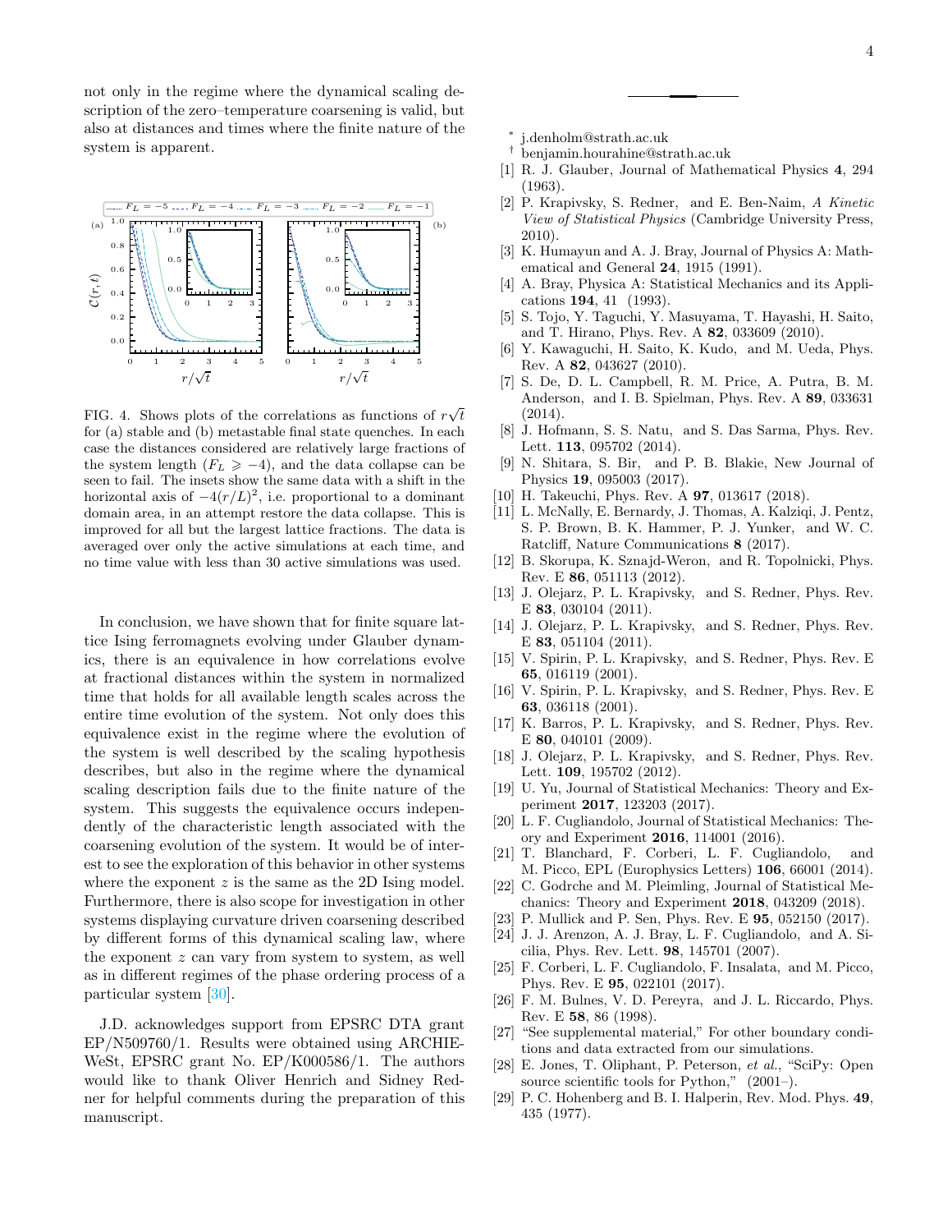not only in the regime where the dynamical scaling description of the zero–temperature coarsening is valid, but also at distances and times where the finite nature of the system is apparent.

FIG. 4. Shows plots of the correlations as functions of $r\sqrt{t}$ for (a) stable and (b) metastable final state quenches. In each case the distances considered are relatively large fractions of the system length ($F_L \geqslant -4$), and the data collapse can be seen to fail. The insets show the same data with a shift in the horizontal axis of $-4(r/L)^2$, i.e. proportional to a dominant domain area, in an attempt restore the data collapse. This is improved for all but the largest lattice fractions. The data is averaged over only the active simulations at each time, and no time value with less than 30 active simulations was used.

In conclusion, we have shown that for finite square lattice Ising ferromagnets evolving under Glauber dynamics, there is an equivalence in how correlations evolve at fractional distances within the system in normalized time that holds for all available length scales across the entire time evolution of the system. Not only does this equivalence exist in the regime where the evolution of the system is well described by the scaling hypothesis describes, but also in the regime where the dynamical scaling description fails due to the finite nature of the system. This suggests the equivalence occurs independently of the characteristic length associated with the coarsening evolution of the system. It would be of interest to see the exploration of this behavior in other systems where the exponent $z$ is the same as the 2D Ising model. Furthermore, there is also scope for investigation in other systems displaying curvature driven coarsening described by different forms of this dynamical scaling law, where the exponent $z$ can vary from system to system, as well as in different regimes of the phase ordering process of a particular system [30].

J.D. acknowledges support from EPSRC DTA grant EP/N509760/1. Results were obtained using ARCHIE-WeSt, EPSRC grant No. EP/K000586/1. The authors would like to thank Oliver Henrich and Sidney Redner for helpful comments during the preparation of this manuscript.

---

\* j.denholm@strath.ac.uk

† benjamin.hourahine@strath.ac.uk

[1] R. J. Glauber, Journal of Mathematical Physics **4**, 294 (1963).
[2] P. Krapivsky, S. Redner, and E. Ben-Naim, *A Kinetic View of Statistical Physics* (Cambridge University Press, 2010).
[3] K. Humayun and A. J. Bray, Journal of Physics A: Mathematical and General **24**, 1915 (1991).
[4] A. Bray, Physica A: Statistical Mechanics and its Applications **194**, 41 (1993).
[5] S. Tojo, Y. Taguchi, Y. Masuyama, T. Hayashi, H. Saito, and T. Hirano, Phys. Rev. A **82**, 033609 (2010).
[6] Y. Kawaguchi, H. Saito, K. Kudo, and M. Ueda, Phys. Rev. A **82**, 043627 (2010).
[7] S. De, D. L. Campbell, R. M. Price, A. Putra, B. M. Anderson, and I. B. Spielman, Phys. Rev. A **89**, 033631 (2014).
[8] J. Hofmann, S. S. Natu, and S. Das Sarma, Phys. Rev. Lett. **113**, 095702 (2014).
[9] N. Shitara, S. Bir, and P. B. Blakie, New Journal of Physics **19**, 095003 (2017).
[10] H. Takeuchi, Phys. Rev. A **97**, 013617 (2018).
[11] L. McNally, E. Bernardy, J. Thomas, A. Kalziqi, J. Pentz, S. P. Brown, B. K. Hammer, P. J. Yunker, and W. C. Ratcliff, Nature Communications **8** (2017).
[12] B. Skorupa, K. Sznajd-Weron, and R. Topolnicki, Phys. Rev. E **86**, 051113 (2012).
[13] J. Olejarz, P. L. Krapivsky, and S. Redner, Phys. Rev. E **83**, 030104 (2011).
[14] J. Olejarz, P. L. Krapivsky, and S. Redner, Phys. Rev. E **83**, 051104 (2011).
[15] V. Spirin, P. L. Krapivsky, and S. Redner, Phys. Rev. E **65**, 016119 (2001).
[16] V. Spirin, P. L. Krapivsky, and S. Redner, Phys. Rev. E **63**, 036118 (2001).
[17] K. Barros, P. L. Krapivsky, and S. Redner, Phys. Rev. E **80**, 040101 (2009).
[18] J. Olejarz, P. L. Krapivsky, and S. Redner, Phys. Rev. Lett. **109**, 195702 (2012).
[19] U. Yu, Journal of Statistical Mechanics: Theory and Experiment **2017**, 123203 (2017).
[20] L. F. Cugliandolo, Journal of Statistical Mechanics: Theory and Experiment **2016**, 114001 (2016).
[21] T. Blanchard, F. Corberi, L. F. Cugliandolo, and M. Picco, EPL (Europhysics Letters) **106**, 66001 (2014).
[22] C. Godrche and M. Pleimling, Journal of Statistical Mechanics: Theory and Experiment **2018**, 043209 (2018).
[23] P. Mullick and P. Sen, Phys. Rev. E **95**, 052150 (2017).
[24] J. J. Arenzon, A. J. Bray, L. F. Cugliandolo, and A. Sicilia, Phys. Rev. Lett. **98**, 145701 (2007).
[25] F. Corberi, L. F. Cugliandolo, F. Insalata, and M. Picco, Phys. Rev. E **95**, 022101 (2017).
[26] F. M. Bulnes, V. D. Pereyra, and J. L. Riccardo, Phys. Rev. E **58**, 86 (1998).
[27] "See supplemental material," For other boundary conditions and data extracted from our simulations.
[28] E. Jones, T. Oliphant, P. Peterson, *et al.*, "SciPy: Open source scientific tools for Python," (2001–).
[29] P. C. Hohenberg and B. I. Halperin, Rev. Mod. Phys. **49**, 435 (1977).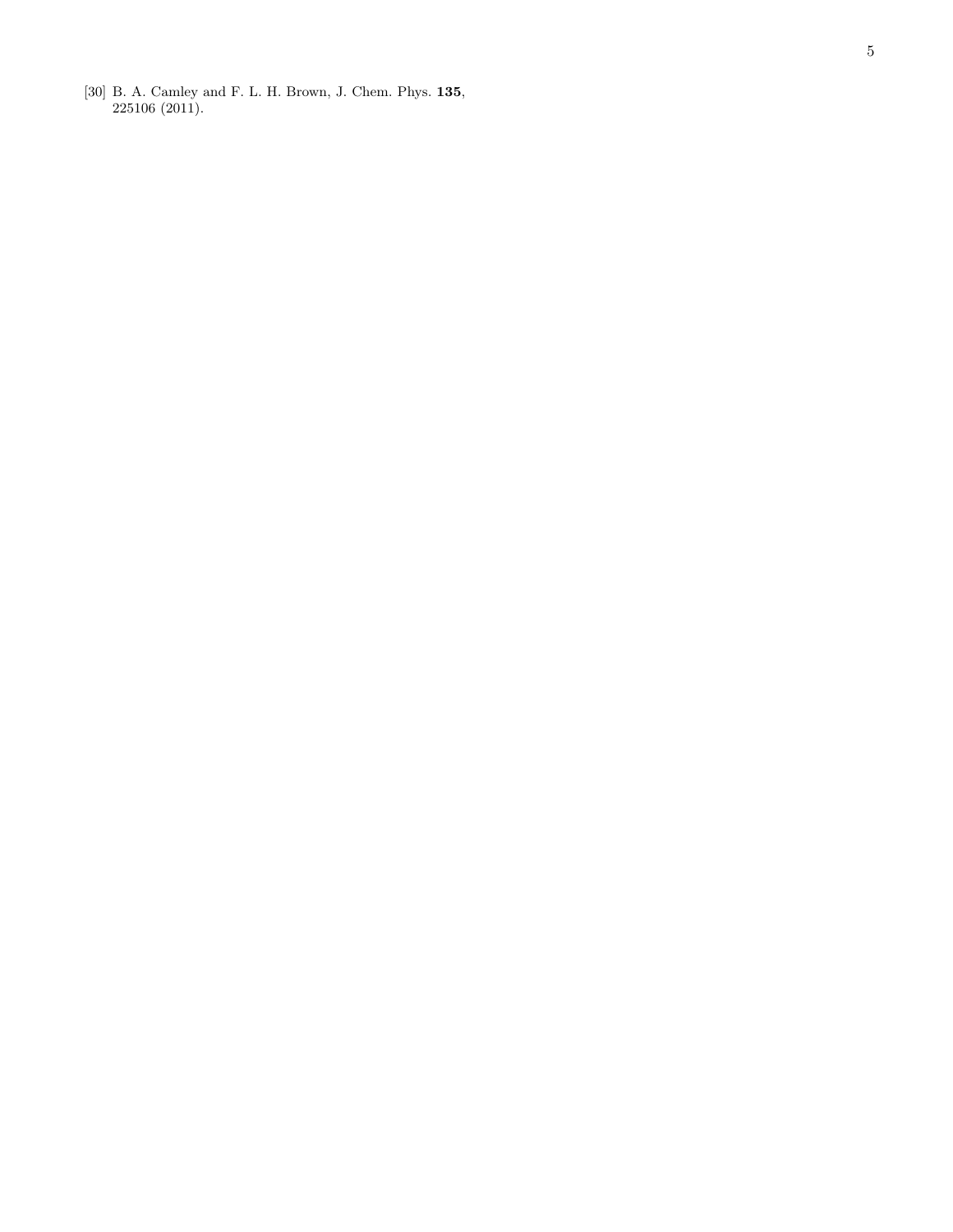[30] B. A. Camley and F. L. H. Brown, J. Chem. Phys. **135**, 225106 (2011).